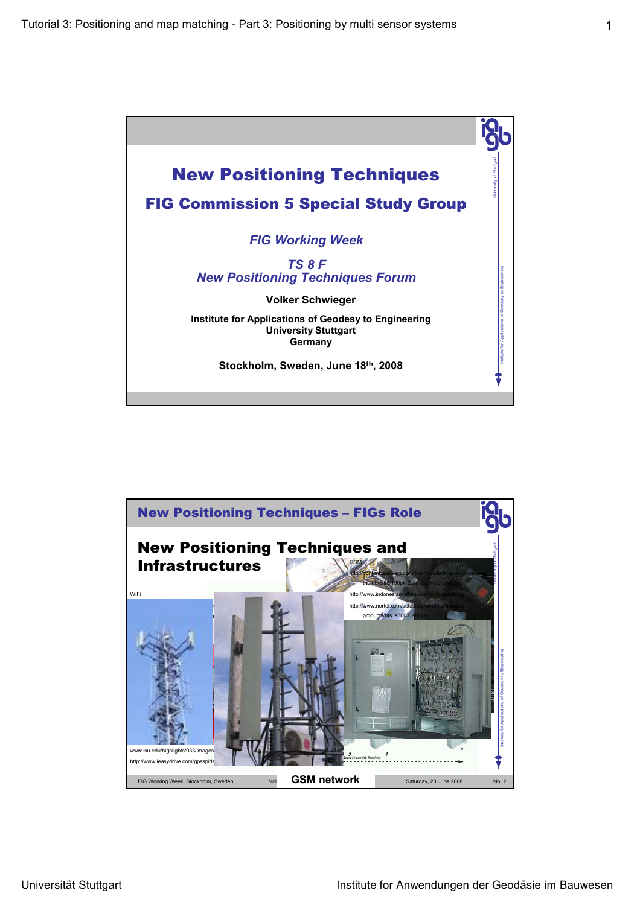## New Positioning Techniques

### FIG Commission 5 Special Study Group

*FIG Working Week*

*TS 8 F*
*New Positioning Techniques Forum*

**Volker Schwieger**

**Institute for Applications of Geodesy to Engineering**
**University Stuttgart**
**Germany**

**Stockholm, Sweden, June 18th, 2008**

---

## New Positioning Techniques – FIGs Role

### New Positioning Techniques and Infrastructures

GSM
http://content.answers.com/main/content/wp/en-commons/thumb/5/58/190px-Gsm-bts-walbrzych.jpg
http://www.indonesiamatters.com/images/bts.jpg
http://www.nortel.com/solutions/wireless/images/products/bts_s8003_sm.jpg

WiFi

www.lsu.edu/highlights/033/images

http://www.ieasydrive.com/gpsspide

**GSM network**

FIG Working Week, Stockholm, Sweden — Saturday, 28 June 2008 — No. 2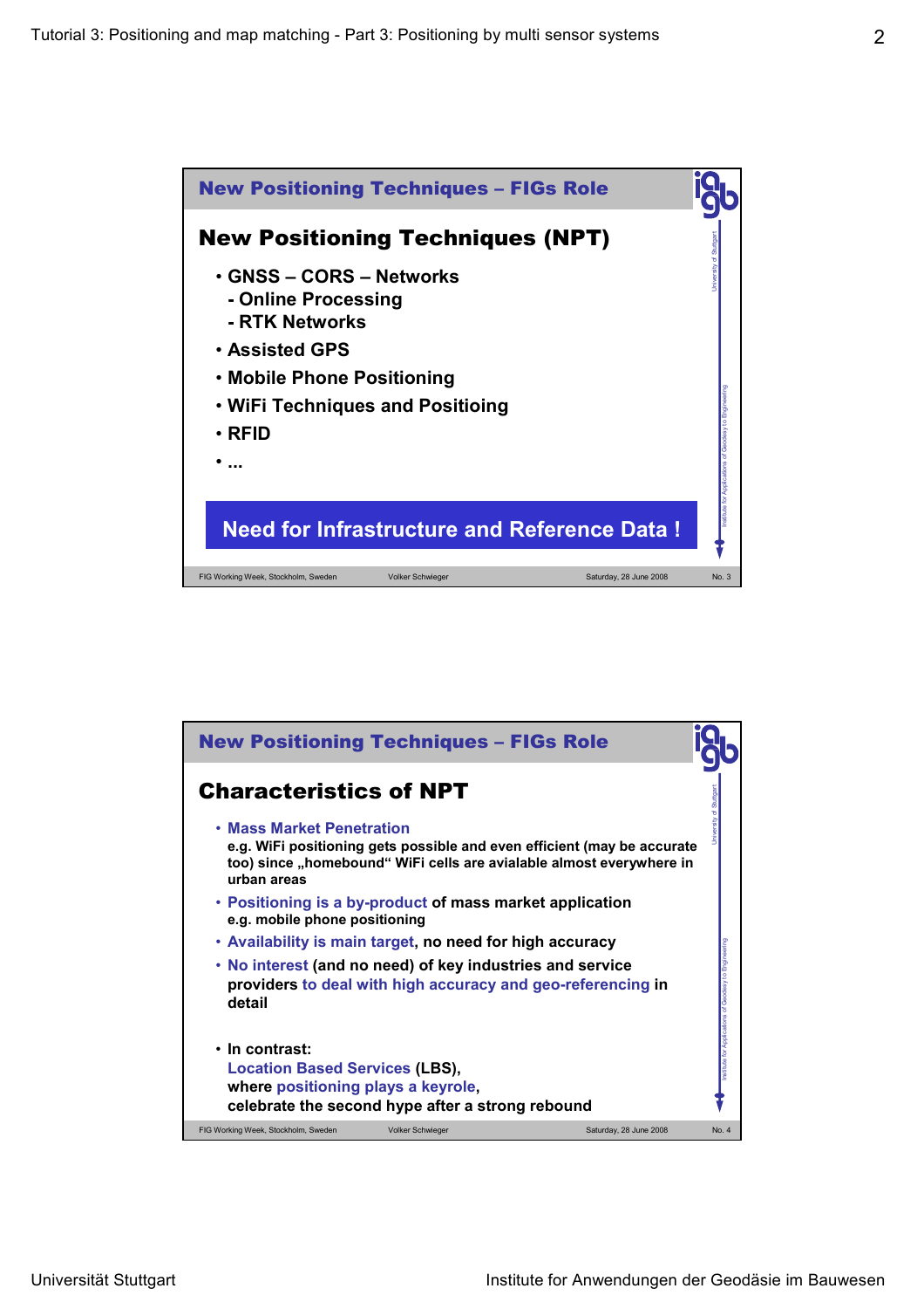## New Positioning Techniques – FIGs Role

### New Positioning Techniques (NPT)

- GNSS – CORS – Networks
  - Online Processing
  - RTK Networks
- Assisted GPS
- Mobile Phone Positioning
- WiFi Techniques and Positioing
- RFID
- ...

**Need for Infrastructure and Reference Data !**

## New Positioning Techniques – FIGs Role

### Characteristics of NPT

- **Mass Market Penetration**
  e.g. WiFi positioning gets possible and even efficient (may be accurate too) since „homebound" WiFi cells are avialable almost everywhere in urban areas
- **Positioning is a by-product** of mass market application
  e.g. mobile phone positioning
- **Availability is main target**, no need for high accuracy
- **No interest** (and no need) of key industries and service providers **to deal with high accuracy and geo-referencing** in detail

- In contrast:
  **Location Based Services** (LBS),
  where **positioning plays a keyrole**,
  celebrate the second hype after a strong rebound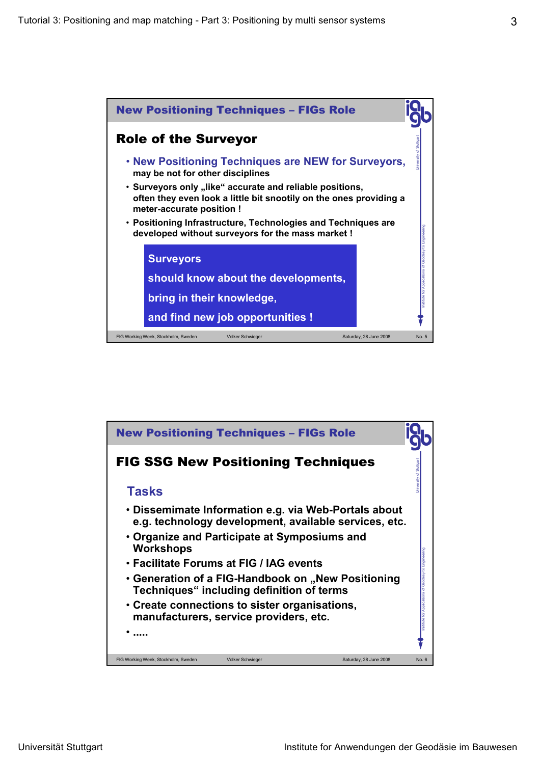## New Positioning Techniques – FIGs Role

### Role of the Surveyor

- **New Positioning Techniques are NEW for Surveyors,** may be not for other disciplines
- Surveyors only „like“ accurate and reliable positions, often they even look a little bit snootily on the ones providing a meter-accurate position !
- Positioning Infrastructure, Technologies and Techniques are developed without surveyors for the mass market !

**Surveyors**

**should know about the developments,**

**bring in their knowledge,**

**and find new job opportunities !**

FIG Working Week, Stockholm, Sweden | Volker Schwieger | Saturday, 28 June 2008 | No. 5

## New Positioning Techniques – FIGs Role

### FIG SSG New Positioning Techniques

**Tasks**

- Disseminate Information e.g. via Web-Portals about e.g. technology development, available services, etc.
- Organize and Participate at Symposiums and Workshops
- Facilitate Forums at FIG / IAG events
- Generation of a FIG-Handbook on „New Positioning Techniques“ including definition of terms
- Create connections to sister organisations, manufacturers, service providers, etc.
- .....

FIG Working Week, Stockholm, Sweden | Volker Schwieger | Saturday, 28 June 2008 | No. 6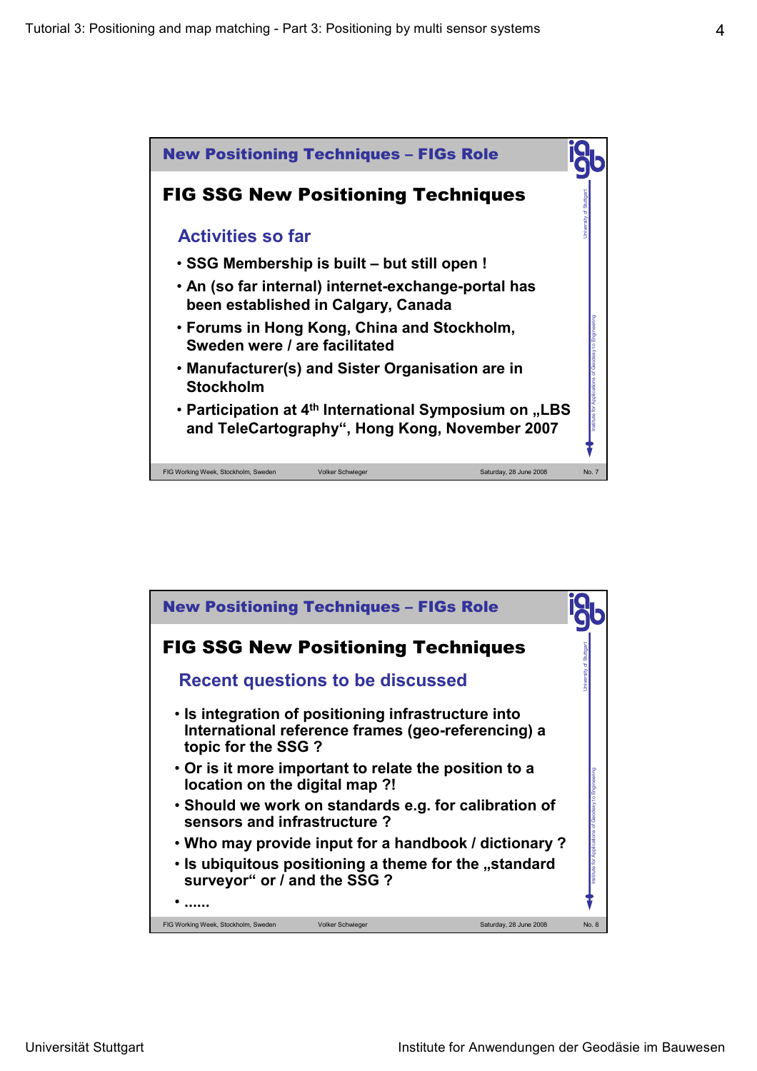## New Positioning Techniques – FIGs Role

### FIG SSG New Positioning Techniques

#### Activities so far

- SSG Membership is built – but still open !
- An (so far internal) internet-exchange-portal has been established in Calgary, Canada
- Forums in Hong Kong, China and Stockholm, Sweden were / are facilitated
- Manufacturer(s) and Sister Organisation are in Stockholm
- Participation at 4th International Symposium on „LBS and TeleCartography“, Hong Kong, November 2007

FIG Working Week, Stockholm, Sweden — Volker Schwieger — Saturday, 28 June 2008 — No. 7

## New Positioning Techniques – FIGs Role

### FIG SSG New Positioning Techniques

#### Recent questions to be discussed

- Is integration of positioning infrastructure into International reference frames (geo-referencing) a topic for the SSG ?
- Or is it more important to relate the position to a location on the digital map ?!
- Should we work on standards e.g. for calibration of sensors and infrastructure ?
- Who may provide input for a handbook / dictionary ?
- Is ubiquitous positioning a theme for the „standard surveyor“ or / and the SSG ?
- ……

FIG Working Week, Stockholm, Sweden — Volker Schwieger — Saturday, 28 June 2008 — No. 8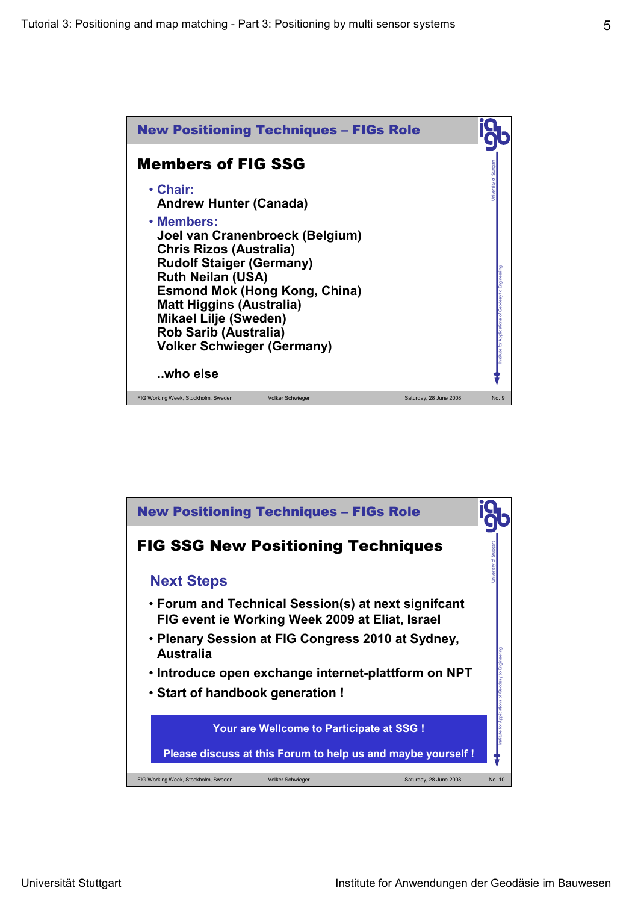## New Positioning Techniques – FIGs Role

### Members of FIG SSG

- **Chair:**
  **Andrew Hunter (Canada)**
- **Members:**
  **Joel van Cranenbroeck (Belgium)**
  **Chris Rizos (Australia)**
  **Rudolf Staiger (Germany)**
  **Ruth Neilan (USA)**
  **Esmond Mok (Hong Kong, China)**
  **Matt Higgins (Australia)**
  **Mikael Lilje (Sweden)**
  **Rob Sarib (Australia)**
  **Volker Schwieger (Germany)**

  **..who else**

FIG Working Week, Stockholm, Sweden — Volker Schwieger — Saturday, 28 June 2008 — No. 9

## New Positioning Techniques – FIGs Role

### FIG SSG New Positioning Techniques

#### Next Steps

- **Forum and Technical Session(s) at next signifcant FIG event ie Working Week 2009 at Eliat, Israel**
- **Plenary Session at FIG Congress 2010 at Sydney, Australia**
- **Introduce open exchange internet-plattform on NPT**
- **Start of handbook generation !**

**Your are Wellcome to Participate at SSG !**

**Please discuss at this Forum to help us and maybe yourself !**

FIG Working Week, Stockholm, Sweden — Volker Schwieger — Saturday, 28 June 2008 — No. 10